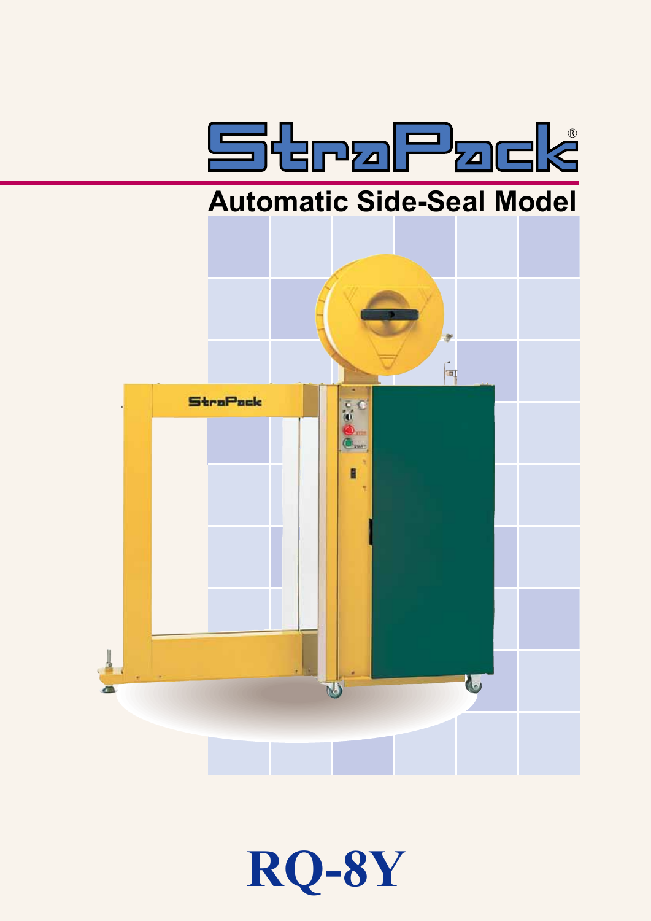# StraPack®

## Automatic Side-Seal Model

# RQ-8Y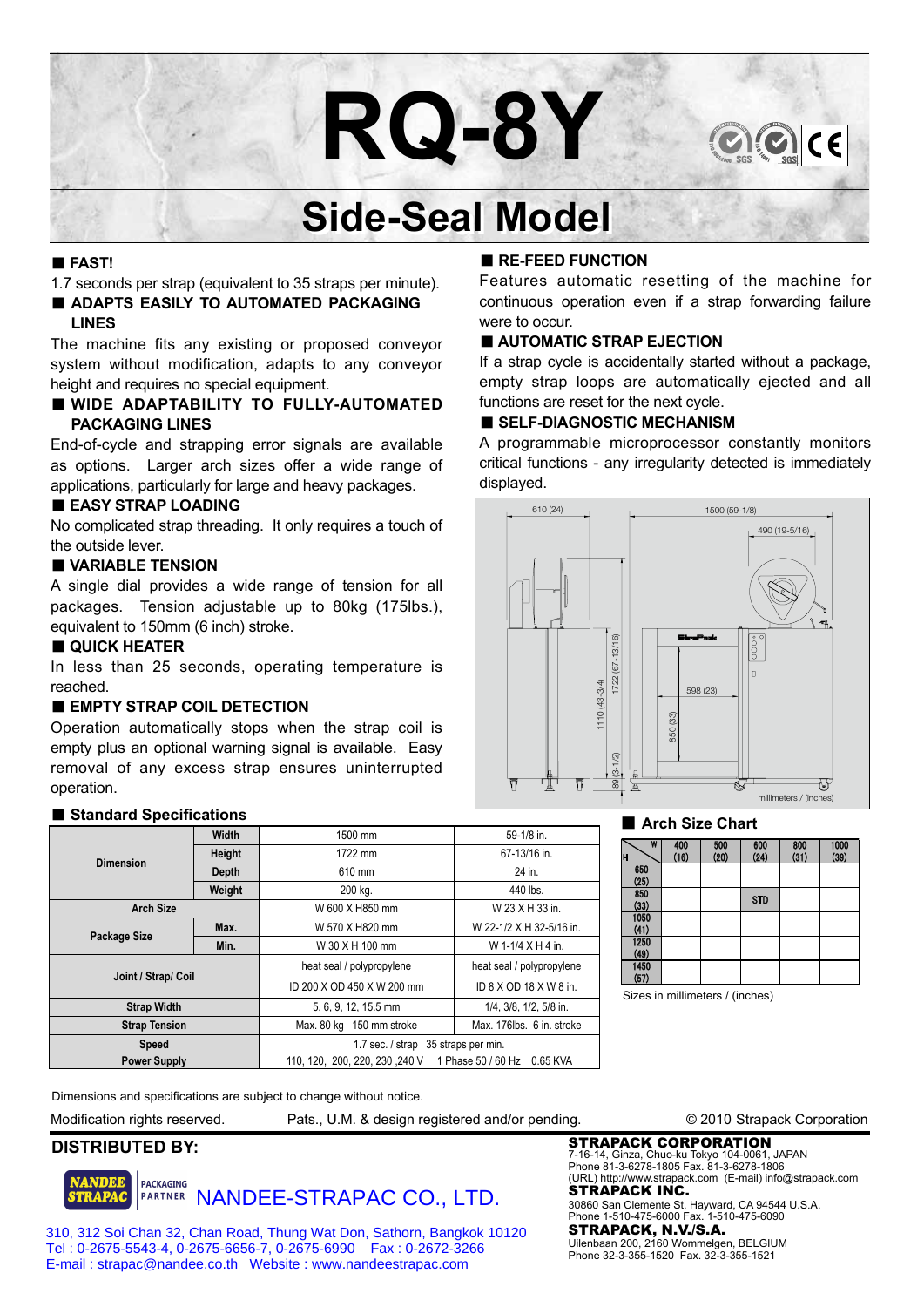# RQ-8Y

## Side-Seal Model

### ■ FAST!

1.7 seconds per strap (equivalent to 35 straps per minute).

### ■ ADAPTS EASILY TO AUTOMATED PACKAGING LINES

The machine fits any existing or proposed conveyor system without modification, adapts to any conveyor height and requires no special equipment.

### ■ WIDE ADAPTABILITY TO FULLY-AUTOMATED PACKAGING LINES

End-of-cycle and strapping error signals are available as options. Larger arch sizes offer a wide range of applications, particularly for large and heavy packages.

### ■ EASY STRAP LOADING

No complicated strap threading. It only requires a touch of the outside lever.

### ■ VARIABLE TENSION

A single dial provides a wide range of tension for all packages. Tension adjustable up to 80kg (175lbs.), equivalent to 150mm (6 inch) stroke.

### ■ QUICK HEATER

In less than 25 seconds, operating temperature is reached.

### ■ EMPTY STRAP COIL DETECTION

Operation automatically stops when the strap coil is empty plus an optional warning signal is available. Easy removal of any excess strap ensures uninterrupted operation.

### ■ RE-FEED FUNCTION

Features automatic resetting of the machine for continuous operation even if a strap forwarding failure were to occur.

### ■ AUTOMATIC STRAP EJECTION

If a strap cycle is accidentally started without a package, empty strap loops are automatically ejected and all functions are reset for the next cycle.

### ■ SELF-DIAGNOSTIC MECHANISM

A programmable microprocessor constantly monitors critical functions - any irregularity detected is immediately displayed.

610 (24)
1500 (59-1/8)
490 (19-5/16)
1722 (67-13/16)
1110 (43-3/4)
598 (23)
850 (33)
89 (3-1/2)
millimeters / (inches)

### ■ Standard Specifications

| | | | |
|---|---|---|---|
| Dimension | Width | 1500 mm | 59-1/8 in. |
| | Height | 1722 mm | 67-13/16 in. |
| | Depth | 610 mm | 24 in. |
| | Weight | 200 kg. | 440 lbs. |
| Arch Size | | W 600 X H850 mm | W 23 X H 33 in. |
| Package Size | Max. | W 570 X H820 mm | W 22-1/2 X H 32-5/16 in. |
| | Min. | W 30 X H 100 mm | W 1-1/4 X H 4 in. |
| Joint / Strap/ Coil | | heat seal / polypropylene<br>ID 200 X OD 450 X W 200 mm | heat seal / polypropylene<br>ID 8 X OD 18 X W 8 in. |
| Strap Width | | 5, 6, 9, 12, 15.5 mm | 1/4, 3/8, 1/2, 5/8 in. |
| Strap Tension | | Max. 80 kg 150 mm stroke | Max. 176lbs. 6 in. stroke |
| Speed | | 1.7 sec. / strap 35 straps per min. | |
| Power Supply | | 110, 120, 200, 220, 230 ,240 V 1 Phase 50 / 60 Hz 0.65 KVA | |

### ■ Arch Size Chart

| H \ W | 400 (16) | 500 (20) | 600 (24) | 800 (31) | 1000 (39) |
|---|---|---|---|---|---|
| 650 (25) | | | | | |
| 850 (33) | | | STD | | |
| 1050 (41) | | | | | |
| 1250 (49) | | | | | |
| 1450 (57) | | | | | |

Sizes in millimeters / (inches)

Dimensions and specifications are subject to change without notice.

Modification rights reserved. Pats., U.M. & design registered and/or pending. © 2010 Strapack Corporation

**DISTRIBUTED BY:**

NANDEE STRAPAC PACKAGING PARTNER
NANDEE-STRAPAC CO., LTD.

310, 312 Soi Chan 32, Chan Road, Thung Wat Don, Sathorn, Bangkok 10120
Tel : 0-2675-5543-4, 0-2675-6656-7, 0-2675-6990 Fax : 0-2672-3266
E-mail : strapac@nandee.co.th Website : www.nandeestrapac.com

**STRAPACK CORPORATION**
7-16-14, Ginza, Chuo-ku Tokyo 104-0061, JAPAN
Phone 81-3-6278-1805 Fax. 81-3-6278-1806
(URL) http://www.strapack.com (E-mail) info@strapack.com

**STRAPACK INC.**
30860 San Clemente St. Hayward, CA 94544 U.S.A.
Phone 1-510-475-6000 Fax. 1-510-475-6090

**STRAPACK, N.V./S.A.**
Uilenbaan 200, 2160 Wommelgen, BELGIUM
Phone 32-3-355-1520 Fax. 32-3-355-1521